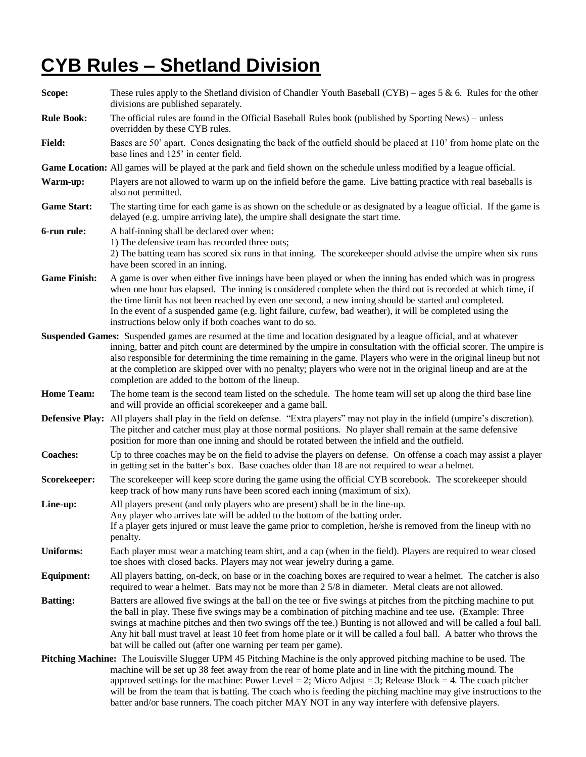# CYB Rules – Shetland Division

**Scope:** These rules apply to the Shetland division of Chandler Youth Baseball (CYB) – ages 5 & 6. Rules for the other divisions are published separately.

**Rule Book:** The official rules are found in the Official Baseball Rules book (published by Sporting News) – unless overridden by these CYB rules.

**Field:** Bases are 50' apart. Cones designating the back of the outfield should be placed at 110' from home plate on the base lines and 125' in center field.

**Game Location:** All games will be played at the park and field shown on the schedule unless modified by a league official.

**Warm-up:** Players are not allowed to warm up on the infield before the game. Live batting practice with real baseballs is also not permitted.

**Game Start:** The starting time for each game is as shown on the schedule or as designated by a league official. If the game is delayed (e.g. umpire arriving late), the umpire shall designate the start time.

**6-run rule:** A half-inning shall be declared over when:
1) The defensive team has recorded three outs;
2) The batting team has scored six runs in that inning. The scorekeeper should advise the umpire when six runs have been scored in an inning.

**Game Finish:** A game is over when either five innings have been played or when the inning has ended which was in progress when one hour has elapsed. The inning is considered complete when the third out is recorded at which time, if the time limit has not been reached by even one second, a new inning should be started and completed.
In the event of a suspended game (e.g. light failure, curfew, bad weather), it will be completed using the instructions below only if both coaches want to do so.

**Suspended Games:** Suspended games are resumed at the time and location designated by a league official, and at whatever inning, batter and pitch count are determined by the umpire in consultation with the official scorer. The umpire is also responsible for determining the time remaining in the game. Players who were in the original lineup but not at the completion are skipped over with no penalty; players who were not in the original lineup and are at the completion are added to the bottom of the lineup.

**Home Team:** The home team is the second team listed on the schedule. The home team will set up along the third base line and will provide an official scorekeeper and a game ball.

**Defensive Play:** All players shall play in the field on defense. "Extra players" may not play in the infield (umpire's discretion). The pitcher and catcher must play at those normal positions. No player shall remain at the same defensive position for more than one inning and should be rotated between the infield and the outfield.

**Coaches:** Up to three coaches may be on the field to advise the players on defense. On offense a coach may assist a player in getting set in the batter's box. Base coaches older than 18 are not required to wear a helmet.

**Scorekeeper:** The scorekeeper will keep score during the game using the official CYB scorebook. The scorekeeper should keep track of how many runs have been scored each inning (maximum of six).

**Line-up:** All players present (and only players who are present) shall be in the line-up.
Any player who arrives late will be added to the bottom of the batting order.
If a player gets injured or must leave the game prior to completion, he/she is removed from the lineup with no penalty.

**Uniforms:** Each player must wear a matching team shirt, and a cap (when in the field). Players are required to wear closed toe shoes with closed backs. Players may not wear jewelry during a game.

**Equipment:** All players batting, on-deck, on base or in the coaching boxes are required to wear a helmet. The catcher is also required to wear a helmet. Bats may not be more than 2 5/8 in diameter. Metal cleats are not allowed.

**Batting:** Batters are allowed five swings at the ball on the tee or five swings at pitches from the pitching machine to put the ball in play. These five swings may be a combination of pitching machine and tee use**.** (Example: Three swings at machine pitches and then two swings off the tee.) Bunting is not allowed and will be called a foul ball. Any hit ball must travel at least 10 feet from home plate or it will be called a foul ball. A batter who throws the bat will be called out (after one warning per team per game).

**Pitching Machine:** The Louisville Slugger UPM 45 Pitching Machine is the only approved pitching machine to be used. The machine will be set up 38 feet away from the rear of home plate and in line with the pitching mound. The approved settings for the machine: Power Level = 2; Micro Adjust = 3; Release Block = 4. The coach pitcher will be from the team that is batting. The coach who is feeding the pitching machine may give instructions to the batter and/or base runners. The coach pitcher MAY NOT in any way interfere with defensive players.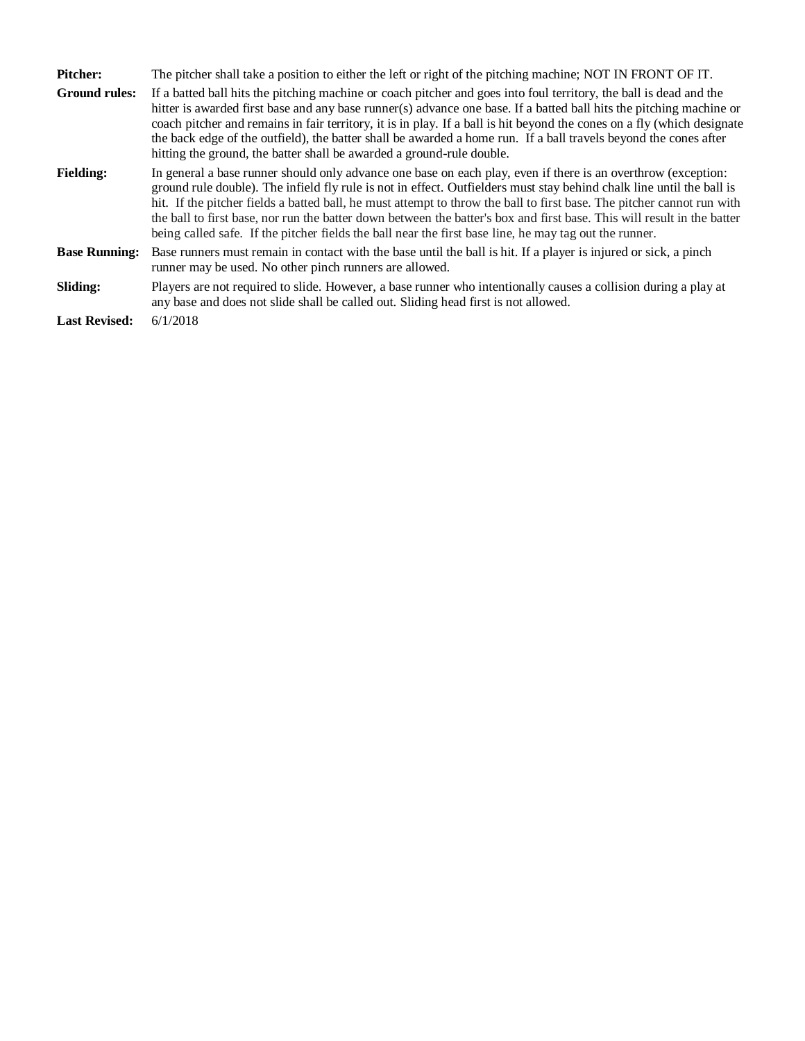**Pitcher:** The pitcher shall take a position to either the left or right of the pitching machine; NOT IN FRONT OF IT.

**Ground rules:** If a batted ball hits the pitching machine or coach pitcher and goes into foul territory, the ball is dead and the hitter is awarded first base and any base runner(s) advance one base. If a batted ball hits the pitching machine or coach pitcher and remains in fair territory, it is in play. If a ball is hit beyond the cones on a fly (which designate the back edge of the outfield), the batter shall be awarded a home run. If a ball travels beyond the cones after hitting the ground, the batter shall be awarded a ground-rule double.

**Fielding:** In general a base runner should only advance one base on each play, even if there is an overthrow (exception: ground rule double). The infield fly rule is not in effect. Outfielders must stay behind chalk line until the ball is hit. If the pitcher fields a batted ball, he must attempt to throw the ball to first base. The pitcher cannot run with the ball to first base, nor run the batter down between the batter's box and first base. This will result in the batter being called safe. If the pitcher fields the ball near the first base line, he may tag out the runner.

**Base Running:** Base runners must remain in contact with the base until the ball is hit. If a player is injured or sick, a pinch runner may be used. No other pinch runners are allowed.

**Sliding:** Players are not required to slide. However, a base runner who intentionally causes a collision during a play at any base and does not slide shall be called out. Sliding head first is not allowed.

**Last Revised:** 6/1/2018